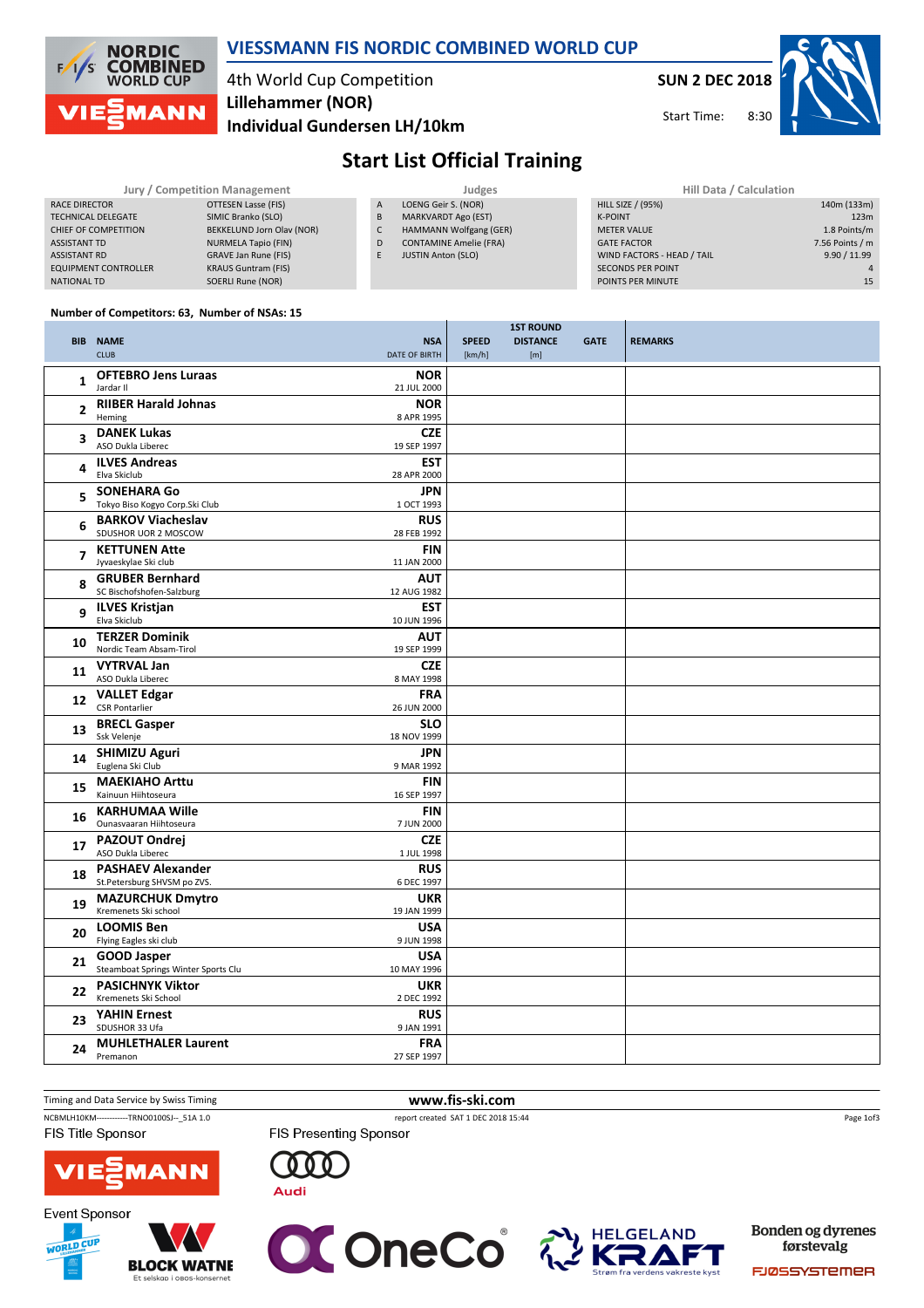# VIESSMANN FIS NORDIC COMBINED WORLD CUP

4th World Cup Competition
**Lillehammer (NOR)**
**Individual Gundersen LH/10km**

**SUN 2 DEC 2018**
Start Time: 8:30

## Start List Official Training

| Jury / Competition Management | |
|---|---|
| RACE DIRECTOR | OTTESEN Lasse (FIS) |
| TECHNICAL DELEGATE | SIMIC Branko (SLO) |
| CHIEF OF COMPETITION | BEKKELUND Jorn Olav (NOR) |
| ASSISTANT TD | NURMELA Tapio (FIN) |
| ASSISTANT RD | GRAVE Jan Rune (FIS) |
| EQUIPMENT CONTROLLER | KRAUS Guntram (FIS) |
| NATIONAL TD | SOERLI Rune (NOR) |

| Judges | |
|---|---|
| A | LOENG Geir S. (NOR) |
| B | MARKVARDT Ago (EST) |
| C | HAMMANN Wolfgang (GER) |
| D | CONTAMINE Amelie (FRA) |
| E | JUSTIN Anton (SLO) |

| Hill Data / Calculation | |
|---|---|
| HILL SIZE / (95%) | 140m (133m) |
| K-POINT | 123m |
| METER VALUE | 1.8 Points/m |
| GATE FACTOR | 7.56 Points / m |
| WIND FACTORS - HEAD / TAIL | 9.90 / 11.99 |
| SECONDS PER POINT | 4 |
| POINTS PER MINUTE | 15 |

**Number of Competitors: 63, Number of NSAs: 15**

| BIB | NAME<br>CLUB | NSA<br>DATE OF BIRTH | SPEED [km/h] | 1ST ROUND DISTANCE [m] | GATE | REMARKS |
|---|---|---|---|---|---|---|
| 1 | **OFTEBRO Jens Luraas**<br>Jardar II | **NOR**<br>21 JUL 2000 | | | | |
| 2 | **RIIBER Harald Johnas**<br>Heming | **NOR**<br>8 APR 1995 | | | | |
| 3 | **DANEK Lukas**<br>ASO Dukla Liberec | **CZE**<br>19 SEP 1997 | | | | |
| 4 | **ILVES Andreas**<br>Elva Skiclub | **EST**<br>28 APR 2000 | | | | |
| 5 | **SONEHARA Go**<br>Tokyo Biso Kogyo Corp.Ski Club | **JPN**<br>1 OCT 1993 | | | | |
| 6 | **BARKOV Viacheslav**<br>SDUSHOR UOR 2 MOSCOW | **RUS**<br>28 FEB 1992 | | | | |
| 7 | **KETTUNEN Atte**<br>Jyvaeskylae Ski club | **FIN**<br>11 JAN 2000 | | | | |
| 8 | **GRUBER Bernhard**<br>SC Bischofshofen-Salzburg | **AUT**<br>12 AUG 1982 | | | | |
| 9 | **ILVES Kristjan**<br>Elva Skiclub | **EST**<br>10 JUN 1996 | | | | |
| 10 | **TERZER Dominik**<br>Nordic Team Absam-Tirol | **AUT**<br>19 SEP 1999 | | | | |
| 11 | **VYTRVAL Jan**<br>ASO Dukla Liberec | **CZE**<br>8 MAY 1998 | | | | |
| 12 | **VALLET Edgar**<br>CSR Pontarlier | **FRA**<br>26 JUN 2000 | | | | |
| 13 | **BRECL Gasper**<br>Ssk Velenje | **SLO**<br>18 NOV 1999 | | | | |
| 14 | **SHIMIZU Aguri**<br>Euglena Ski Club | **JPN**<br>9 MAR 1992 | | | | |
| 15 | **MAEKIAHO Arttu**<br>Kainuun Hiihtoseura | **FIN**<br>16 SEP 1997 | | | | |
| 16 | **KARHUMAA Wille**<br>Ounasvaaran Hiihtoseura | **FIN**<br>7 JUN 2000 | | | | |
| 17 | **PAZOUT Ondrej**<br>ASO Dukla Liberec | **CZE**<br>1 JUL 1998 | | | | |
| 18 | **PASHAEV Alexander**<br>St.Petersburg SHVSM po ZVS. | **RUS**<br>6 DEC 1997 | | | | |
| 19 | **MAZURCHUK Dmytro**<br>Kremenets Ski school | **UKR**<br>19 JAN 1999 | | | | |
| 20 | **LOOMIS Ben**<br>Flying Eagles ski club | **USA**<br>9 JUN 1998 | | | | |
| 21 | **GOOD Jasper**<br>Steamboat Springs Winter Sports Clu | **USA**<br>10 MAY 1996 | | | | |
| 22 | **PASICHNYK Viktor**<br>Kremenets Ski School | **UKR**<br>2 DEC 1992 | | | | |
| 23 | **YAHIN Ernest**<br>SDUSHOR 33 Ufa | **RUS**<br>9 JAN 1991 | | | | |
| 24 | **MUHLETHALER Laurent**<br>Premanon | **FRA**<br>27 SEP 1997 | | | | |

Timing and Data Service by Swiss Timing

www.fis-ski.com

NCBMLH10KM------------TRNO0100SJ--_51A 1.0    report created SAT 1 DEC 2018 15:44

FIS Title Sponsor: VIESSMANN

FIS Presenting Sponsor: Audi

Event Sponsor: BLOCK WATNE (Et selskap i OBOS-konsernet), OneCo, HELGELAND KRAFT (Strøm fra verdens vakreste kyst), Bonden og dyrenes førstevalg FJØSSYSTEMER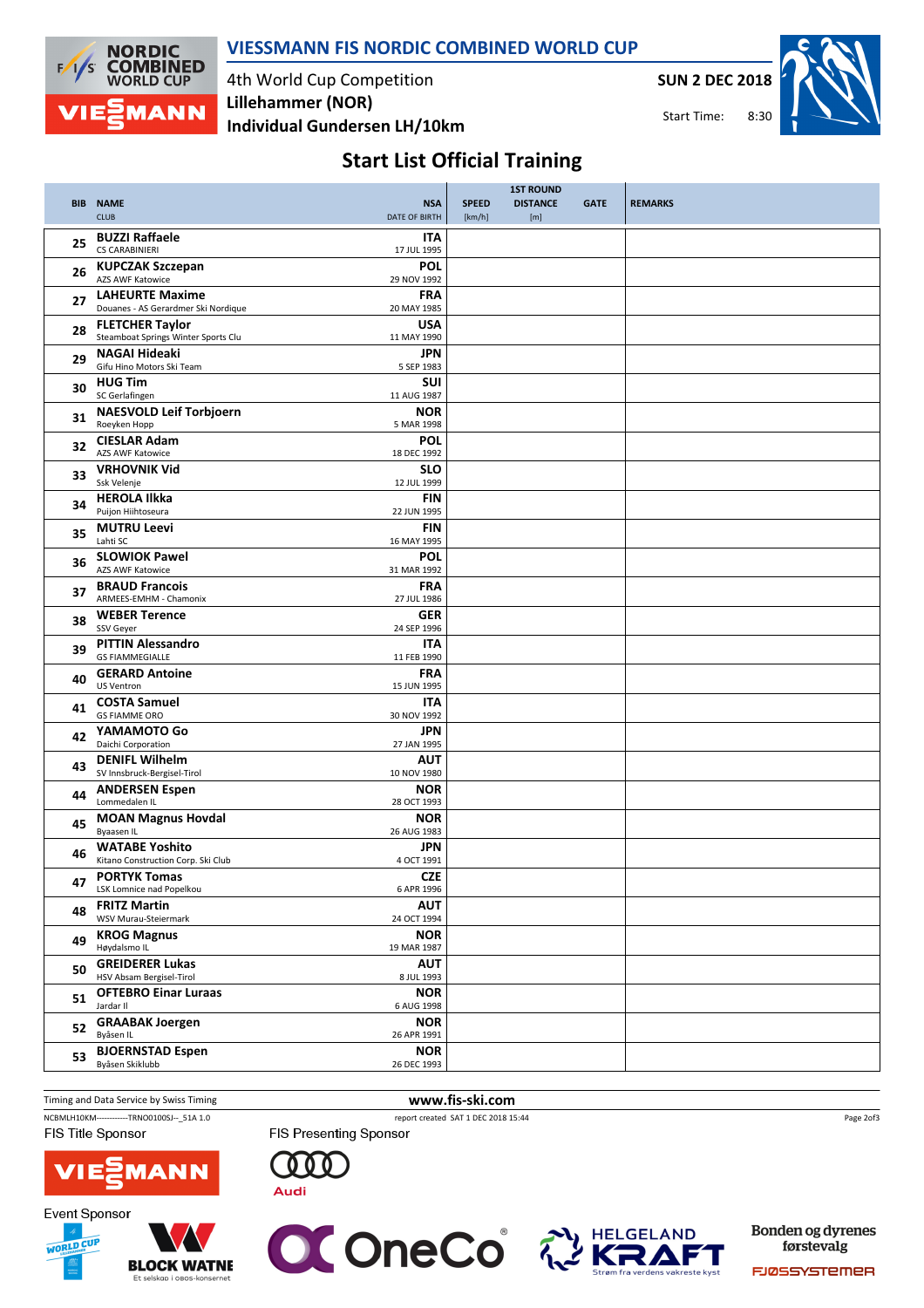# VIESSMANN FIS NORDIC COMBINED WORLD CUP

4th World Cup Competition
**Lillehammer (NOR)**
**Individual Gundersen LH/10km**

**SUN 2 DEC 2018**
Start Time: 8:30

## Start List Official Training

| BIB | NAME / CLUB | NSA / DATE OF BIRTH | SPEED [km/h] | 1ST ROUND DISTANCE [m] | GATE | REMARKS |
|---|---|---|---|---|---|---|
| 25 | **BUZZI Raffaele** CS CARABINIERI | **ITA** 17 JUL 1995 | | | | |
| 26 | **KUPCZAK Szczepan** AZS AWF Katowice | **POL** 29 NOV 1992 | | | | |
| 27 | **LAHEURTE Maxime** Douanes - AS Gerardmer Ski Nordique | **FRA** 20 MAY 1985 | | | | |
| 28 | **FLETCHER Taylor** Steamboat Springs Winter Sports Clu | **USA** 11 MAY 1990 | | | | |
| 29 | **NAGAI Hideaki** Gifu Hino Motors Ski Team | **JPN** 5 SEP 1983 | | | | |
| 30 | **HUG Tim** SC Gerlafingen | **SUI** 11 AUG 1987 | | | | |
| 31 | **NAESVOLD Leif Torbjoern** Roeyken Hopp | **NOR** 5 MAR 1998 | | | | |
| 32 | **CIESLAR Adam** AZS AWF Katowice | **POL** 18 DEC 1992 | | | | |
| 33 | **VRHOVNIK Vid** Ssk Velenje | **SLO** 12 JUL 1999 | | | | |
| 34 | **HEROLA Ilkka** Puijon Hiihtoseura | **FIN** 22 JUN 1995 | | | | |
| 35 | **MUTRU Leevi** Lahti SC | **FIN** 16 MAY 1995 | | | | |
| 36 | **SLOWIOK Pawel** AZS AWF Katowice | **POL** 31 MAR 1992 | | | | |
| 37 | **BRAUD Francois** ARMEES-EMHM - Chamonix | **FRA** 27 JUL 1986 | | | | |
| 38 | **WEBER Terence** SSV Geyer | **GER** 24 SEP 1996 | | | | |
| 39 | **PITTIN Alessandro** GS FIAMMEGIALLE | **ITA** 11 FEB 1990 | | | | |
| 40 | **GERARD Antoine** US Ventron | **FRA** 15 JUN 1995 | | | | |
| 41 | **COSTA Samuel** GS FIAMME ORO | **ITA** 30 NOV 1992 | | | | |
| 42 | **YAMAMOTO Go** Daichi Corporation | **JPN** 27 JAN 1995 | | | | |
| 43 | **DENIFL Wilhelm** SV Innsbruck-Bergisel-Tirol | **AUT** 10 NOV 1980 | | | | |
| 44 | **ANDERSEN Espen** Lommedalen IL | **NOR** 28 OCT 1993 | | | | |
| 45 | **MOAN Magnus Hovdal** Byaasen IL | **NOR** 26 AUG 1983 | | | | |
| 46 | **WATABE Yoshito** Kitano Construction Corp. Ski Club | **JPN** 4 OCT 1991 | | | | |
| 47 | **PORTYK Tomas** LSK Lomnice nad Popelkou | **CZE** 6 APR 1996 | | | | |
| 48 | **FRITZ Martin** WSV Murau-Steiermark | **AUT** 24 OCT 1994 | | | | |
| 49 | **KROG Magnus** Høydalsmo IL | **NOR** 19 MAR 1987 | | | | |
| 50 | **GREIDERER Lukas** HSV Absam Bergisel-Tirol | **AUT** 8 JUL 1993 | | | | |
| 51 | **OFTEBRO Einar Luraas** Jardar Il | **NOR** 6 AUG 1998 | | | | |
| 52 | **GRAABAK Joergen** Byåsen IL | **NOR** 26 APR 1991 | | | | |
| 53 | **BJOERNSTAD Espen** Byåsen Skiklubb | **NOR** 26 DEC 1993 | | | | |

Timing and Data Service by Swiss Timing — www.fis-ski.com

NCBMLH10KM------------TRNO0100SJ--_51A 1.0 — report created SAT 1 DEC 2018 15:44

FIS Title Sponsor: VIESSMANN — FIS Presenting Sponsor: Audi

Event Sponsor: BLOCK WATNE, OneCo, HELGELAND KRAFT, Bonden og dyrenes førstevalg FJØSSYSTEMER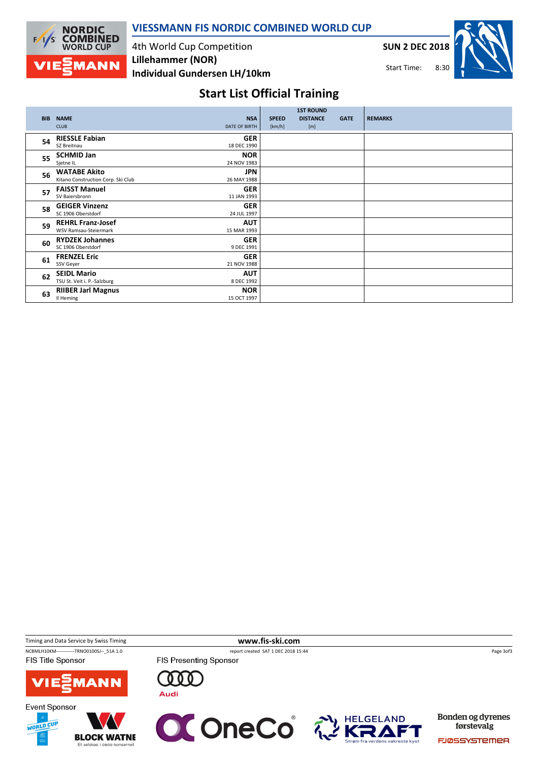# VIESSMANN FIS NORDIC COMBINED WORLD CUP

4th World Cup Competition
**Lillehammer (NOR)**
**Individual Gundersen LH/10km**

**SUN 2 DEC 2018**
Start Time: 8:30

## Start List Official Training

| BIB | NAME<br>CLUB | NSA<br>DATE OF BIRTH | 1ST ROUND<br>SPEED [km/h] | DISTANCE [m] | GATE | REMARKS |
|---|---|---|---|---|---|---|
| 54 | **RIESSLE Fabian**<br>SZ Breitnau | **GER**<br>18 DEC 1990 | | | | |
| 55 | **SCHMID Jan**<br>Sjetne IL | **NOR**<br>24 NOV 1983 | | | | |
| 56 | **WATABE Akito**<br>Kitano Construction Corp. Ski Club | **JPN**<br>26 MAY 1988 | | | | |
| 57 | **FAISST Manuel**<br>SV Baiersbronn | **GER**<br>11 JAN 1993 | | | | |
| 58 | **GEIGER Vinzenz**<br>SC 1906 Oberstdorf | **GER**<br>24 JUL 1997 | | | | |
| 59 | **REHRL Franz-Josef**<br>WSV Ramsau-Steiermark | **AUT**<br>15 MAR 1993 | | | | |
| 60 | **RYDZEK Johannes**<br>SC 1906 Oberstdorf | **GER**<br>9 DEC 1991 | | | | |
| 61 | **FRENZEL Eric**<br>SSV Geyer | **GER**<br>21 NOV 1988 | | | | |
| 62 | **SEIDL Mario**<br>TSU St. Veit i. P.-Salzburg | **AUT**<br>8 DEC 1992 | | | | |
| 63 | **RIIBER Jarl Magnus**<br>Il Heming | **NOR**<br>15 OCT 1997 | | | | |

Timing and Data Service by Swiss Timing
www.fis-ski.com
NCBMLH10KM------------TRNO0100SJ--_51A 1.0
report created SAT 1 DEC 2018 15:44

FIS Title Sponsor
FIS Presenting Sponsor
Event Sponsor